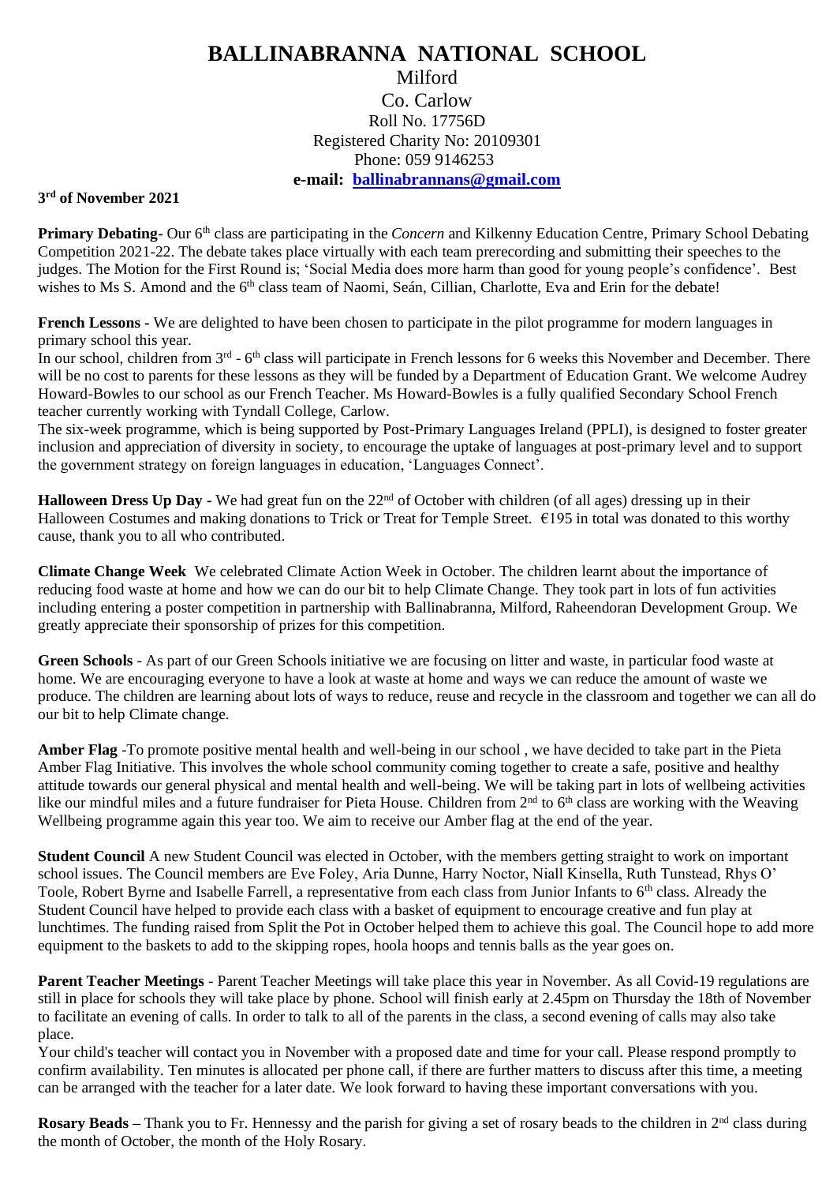# BALLINABRANNA NATIONAL SCHOOL

Milford

Co. Carlow

Roll No. 17756D

Registered Charity No: 20109301

Phone: 059 9146253

**e-mail: [ballinabrannans@gmail.com](mailto:ballinabrannans@gmail.com)**

**3rd of November 2021**

**Primary Debating**- Our 6th class are participating in the *Concern* and Kilkenny Education Centre, Primary School Debating Competition 2021-22. The debate takes place virtually with each team prerecording and submitting their speeches to the judges. The Motion for the First Round is; 'Social Media does more harm than good for young people's confidence'. Best wishes to Ms S. Amond and the 6th class team of Naomi, Seán, Cillian, Charlotte, Eva and Erin for the debate!

**French Lessons -** We are delighted to have been chosen to participate in the pilot programme for modern languages in primary school this year.

In our school, children from 3rd - 6th class will participate in French lessons for 6 weeks this November and December. There will be no cost to parents for these lessons as they will be funded by a Department of Education Grant. We welcome Audrey Howard-Bowles to our school as our French Teacher. Ms Howard-Bowles is a fully qualified Secondary School French teacher currently working with Tyndall College, Carlow.

The six-week programme, which is being supported by Post-Primary Languages Ireland (PPLI), is designed to foster greater inclusion and appreciation of diversity in society, to encourage the uptake of languages at post-primary level and to support the government strategy on foreign languages in education, 'Languages Connect'.

**Halloween Dress Up Day** - We had great fun on the 22nd of October with children (of all ages) dressing up in their Halloween Costumes and making donations to Trick or Treat for Temple Street. €195 in total was donated to this worthy cause, thank you to all who contributed.

**Climate Change Week** We celebrated Climate Action Week in October. The children learnt about the importance of reducing food waste at home and how we can do our bit to help Climate Change. They took part in lots of fun activities including entering a poster competition in partnership with Ballinabranna, Milford, Raheendoran Development Group. We greatly appreciate their sponsorship of prizes for this competition.

**Green Schools** - As part of our Green Schools initiative we are focusing on litter and waste, in particular food waste at home. We are encouraging everyone to have a look at waste at home and ways we can reduce the amount of waste we produce. The children are learning about lots of ways to reduce, reuse and recycle in the classroom and together we can all do our bit to help Climate change.

**Amber Flag** -To promote positive mental health and well-being in our school , we have decided to take part in the Pieta Amber Flag Initiative. This involves the whole school community coming together to create a safe, positive and healthy attitude towards our general physical and mental health and well-being. We will be taking part in lots of wellbeing activities like our mindful miles and a future fundraiser for Pieta House. Children from 2nd to 6th class are working with the Weaving Wellbeing programme again this year too. We aim to receive our Amber flag at the end of the year.

**Student Council** A new Student Council was elected in October, with the members getting straight to work on important school issues. The Council members are Eve Foley, Aria Dunne, Harry Noctor, Niall Kinsella, Ruth Tunstead, Rhys O' Toole, Robert Byrne and Isabelle Farrell, a representative from each class from Junior Infants to 6th class. Already the Student Council have helped to provide each class with a basket of equipment to encourage creative and fun play at lunchtimes. The funding raised from Split the Pot in October helped them to achieve this goal. The Council hope to add more equipment to the baskets to add to the skipping ropes, hoola hoops and tennis balls as the year goes on.

**Parent Teacher Meetings** - Parent Teacher Meetings will take place this year in November. As all Covid-19 regulations are still in place for schools they will take place by phone. School will finish early at 2.45pm on Thursday the 18th of November to facilitate an evening of calls. In order to talk to all of the parents in the class, a second evening of calls may also take place.

Your child's teacher will contact you in November with a proposed date and time for your call. Please respond promptly to confirm availability. Ten minutes is allocated per phone call, if there are further matters to discuss after this time, a meeting can be arranged with the teacher for a later date. We look forward to having these important conversations with you.

**Rosary Beads –** Thank you to Fr. Hennessy and the parish for giving a set of rosary beads to the children in 2nd class during the month of October, the month of the Holy Rosary.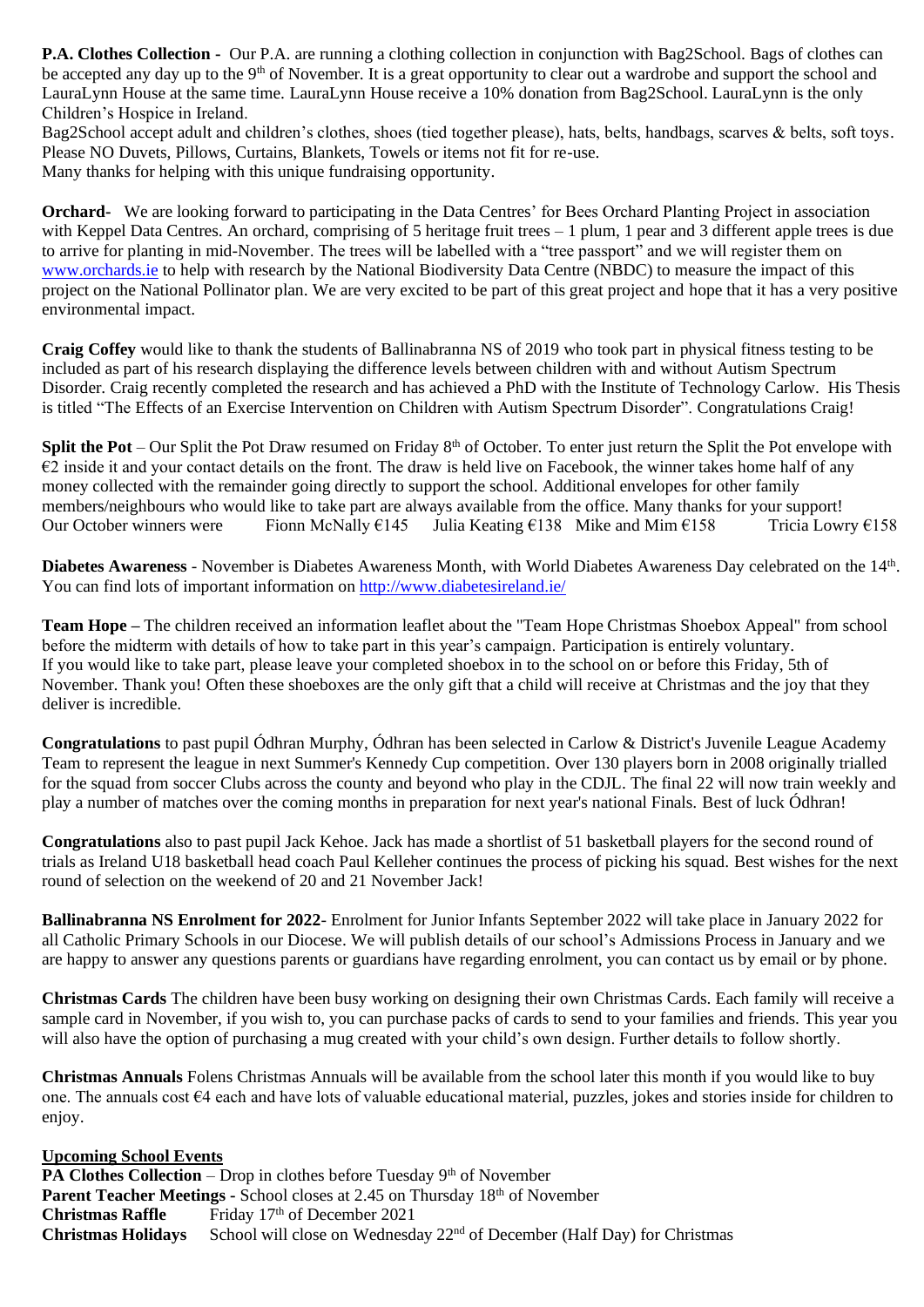**P.A. Clothes Collection -** Our P.A. are running a clothing collection in conjunction with Bag2School. Bags of clothes can be accepted any day up to the 9th of November. It is a great opportunity to clear out a wardrobe and support the school and LauraLynn House at the same time. LauraLynn House receive a 10% donation from Bag2School. LauraLynn is the only Children's Hospice in Ireland.

Bag2School accept adult and children's clothes, shoes (tied together please), hats, belts, handbags, scarves & belts, soft toys. Please NO Duvets, Pillows, Curtains, Blankets, Towels or items not fit for re-use.

Many thanks for helping with this unique fundraising opportunity.

**Orchard-** We are looking forward to participating in the Data Centres' for Bees Orchard Planting Project in association with Keppel Data Centres. An orchard, comprising of 5 heritage fruit trees – 1 plum, 1 pear and 3 different apple trees is due to arrive for planting in mid-November. The trees will be labelled with a "tree passport" and we will register them on www.orchards.ie to help with research by the National Biodiversity Data Centre (NBDC) to measure the impact of this project on the National Pollinator plan. We are very excited to be part of this great project and hope that it has a very positive environmental impact.

**Craig Coffey** would like to thank the students of Ballinabranna NS of 2019 who took part in physical fitness testing to be included as part of his research displaying the difference levels between children with and without Autism Spectrum Disorder. Craig recently completed the research and has achieved a PhD with the Institute of Technology Carlow. His Thesis is titled "The Effects of an Exercise Intervention on Children with Autism Spectrum Disorder". Congratulations Craig!

**Split the Pot** – Our Split the Pot Draw resumed on Friday 8th of October. To enter just return the Split the Pot envelope with €2 inside it and your contact details on the front. The draw is held live on Facebook, the winner takes home half of any money collected with the remainder going directly to support the school. Additional envelopes for other family members/neighbours who would like to take part are always available from the office. Many thanks for your support!

Our October winners were Fionn McNally €145 Julia Keating €138 Mike and Mim €158 Tricia Lowry €158

**Diabetes Awareness** - November is Diabetes Awareness Month, with World Diabetes Awareness Day celebrated on the 14th. You can find lots of important information on http://www.diabetesireland.ie/

**Team Hope –** The children received an information leaflet about the "Team Hope Christmas Shoebox Appeal" from school before the midterm with details of how to take part in this year's campaign. Participation is entirely voluntary. If you would like to take part, please leave your completed shoebox in to the school on or before this Friday, 5th of November. Thank you! Often these shoeboxes are the only gift that a child will receive at Christmas and the joy that they deliver is incredible.

**Congratulations** to past pupil Ódhran Murphy, Ódhran has been selected in Carlow & District's Juvenile League Academy Team to represent the league in next Summer's Kennedy Cup competition. Over 130 players born in 2008 originally trialled for the squad from soccer Clubs across the county and beyond who play in the CDJL. The final 22 will now train weekly and play a number of matches over the coming months in preparation for next year's national Finals. Best of luck Ódhran!

**Congratulations** also to past pupil Jack Kehoe. Jack has made a shortlist of 51 basketball players for the second round of trials as Ireland U18 basketball head coach Paul Kelleher continues the process of picking his squad. Best wishes for the next round of selection on the weekend of 20 and 21 November Jack!

**Ballinabranna NS Enrolment for 2022**- Enrolment for Junior Infants September 2022 will take place in January 2022 for all Catholic Primary Schools in our Diocese. We will publish details of our school's Admissions Process in January and we are happy to answer any questions parents or guardians have regarding enrolment, you can contact us by email or by phone.

**Christmas Cards** The children have been busy working on designing their own Christmas Cards. Each family will receive a sample card in November, if you wish to, you can purchase packs of cards to send to your families and friends. This year you will also have the option of purchasing a mug created with your child's own design. Further details to follow shortly.

**Christmas Annuals** Folens Christmas Annuals will be available from the school later this month if you would like to buy one. The annuals cost €4 each and have lots of valuable educational material, puzzles, jokes and stories inside for children to enjoy.

**Upcoming School Events**

**PA Clothes Collection** – Drop in clothes before Tuesday 9th of November
**Parent Teacher Meetings -** School closes at 2.45 on Thursday 18th of November
**Christmas Raffle** Friday 17th of December 2021
**Christmas Holidays** School will close on Wednesday 22nd of December (Half Day) for Christmas